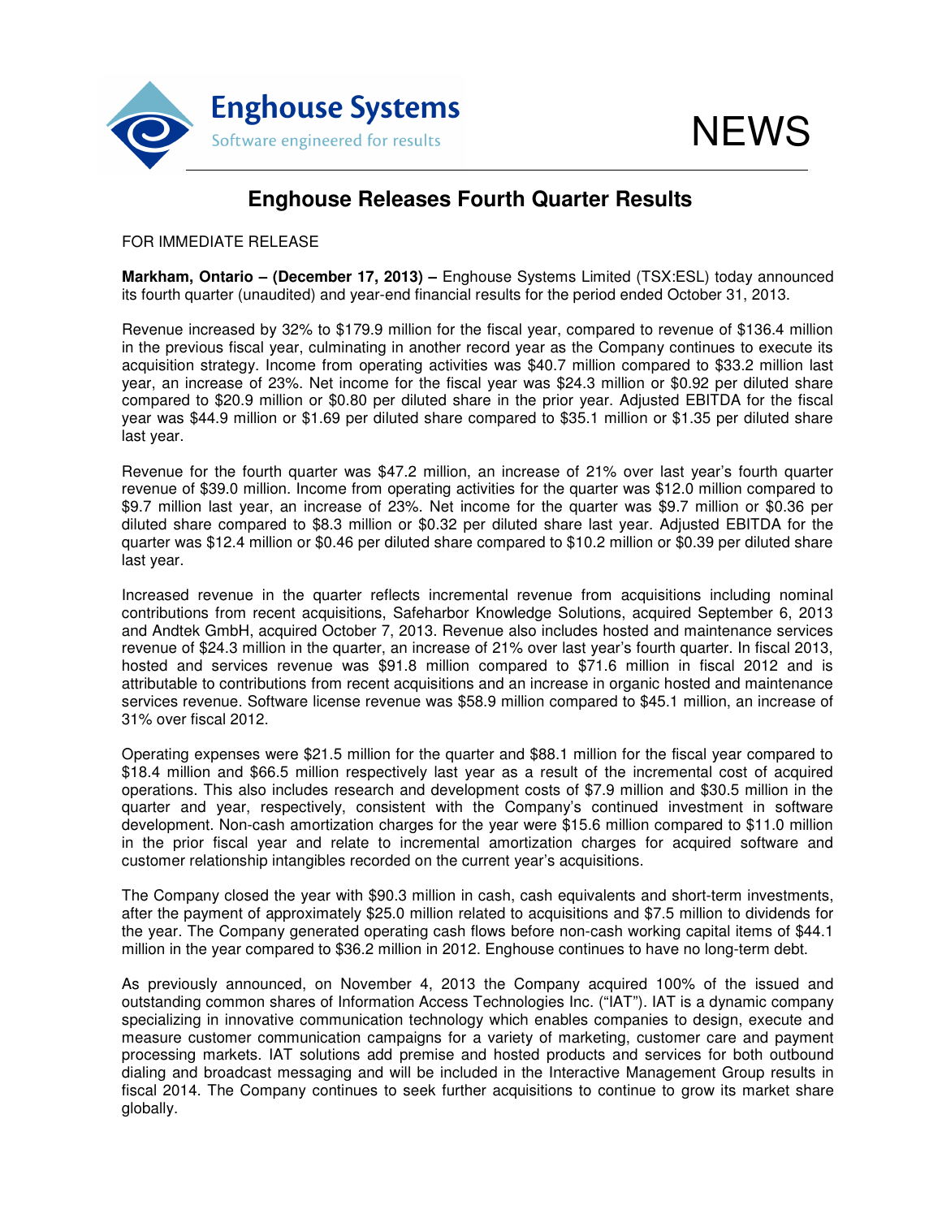Enghouse Systems

Software engineered for results

NEWS

# Enghouse Releases Fourth Quarter Results

FOR IMMEDIATE RELEASE

**Markham, Ontario – (December 17, 2013) –** Enghouse Systems Limited (TSX:ESL) today announced its fourth quarter (unaudited) and year-end financial results for the period ended October 31, 2013.

Revenue increased by 32% to $179.9 million for the fiscal year, compared to revenue of $136.4 million in the previous fiscal year, culminating in another record year as the Company continues to execute its acquisition strategy. Income from operating activities was $40.7 million compared to $33.2 million last year, an increase of 23%. Net income for the fiscal year was $24.3 million or $0.92 per diluted share compared to $20.9 million or $0.80 per diluted share in the prior year. Adjusted EBITDA for the fiscal year was $44.9 million or $1.69 per diluted share compared to $35.1 million or $1.35 per diluted share last year.

Revenue for the fourth quarter was $47.2 million, an increase of 21% over last year's fourth quarter revenue of $39.0 million. Income from operating activities for the quarter was $12.0 million compared to $9.7 million last year, an increase of 23%. Net income for the quarter was $9.7 million or $0.36 per diluted share compared to $8.3 million or $0.32 per diluted share last year. Adjusted EBITDA for the quarter was $12.4 million or $0.46 per diluted share compared to $10.2 million or $0.39 per diluted share last year.

Increased revenue in the quarter reflects incremental revenue from acquisitions including nominal contributions from recent acquisitions, Safeharbor Knowledge Solutions, acquired September 6, 2013 and Andtek GmbH, acquired October 7, 2013. Revenue also includes hosted and maintenance services revenue of $24.3 million in the quarter, an increase of 21% over last year's fourth quarter. In fiscal 2013, hosted and services revenue was $91.8 million compared to $71.6 million in fiscal 2012 and is attributable to contributions from recent acquisitions and an increase in organic hosted and maintenance services revenue. Software license revenue was $58.9 million compared to $45.1 million, an increase of 31% over fiscal 2012.

Operating expenses were $21.5 million for the quarter and $88.1 million for the fiscal year compared to $18.4 million and $66.5 million respectively last year as a result of the incremental cost of acquired operations. This also includes research and development costs of $7.9 million and $30.5 million in the quarter and year, respectively, consistent with the Company's continued investment in software development. Non-cash amortization charges for the year were $15.6 million compared to $11.0 million in the prior fiscal year and relate to incremental amortization charges for acquired software and customer relationship intangibles recorded on the current year's acquisitions.

The Company closed the year with $90.3 million in cash, cash equivalents and short-term investments, after the payment of approximately $25.0 million related to acquisitions and $7.5 million to dividends for the year. The Company generated operating cash flows before non-cash working capital items of $44.1 million in the year compared to $36.2 million in 2012. Enghouse continues to have no long-term debt.

As previously announced, on November 4, 2013 the Company acquired 100% of the issued and outstanding common shares of Information Access Technologies Inc. ("IAT"). IAT is a dynamic company specializing in innovative communication technology which enables companies to design, execute and measure customer communication campaigns for a variety of marketing, customer care and payment processing markets. IAT solutions add premise and hosted products and services for both outbound dialing and broadcast messaging and will be included in the Interactive Management Group results in fiscal 2014. The Company continues to seek further acquisitions to continue to grow its market share globally.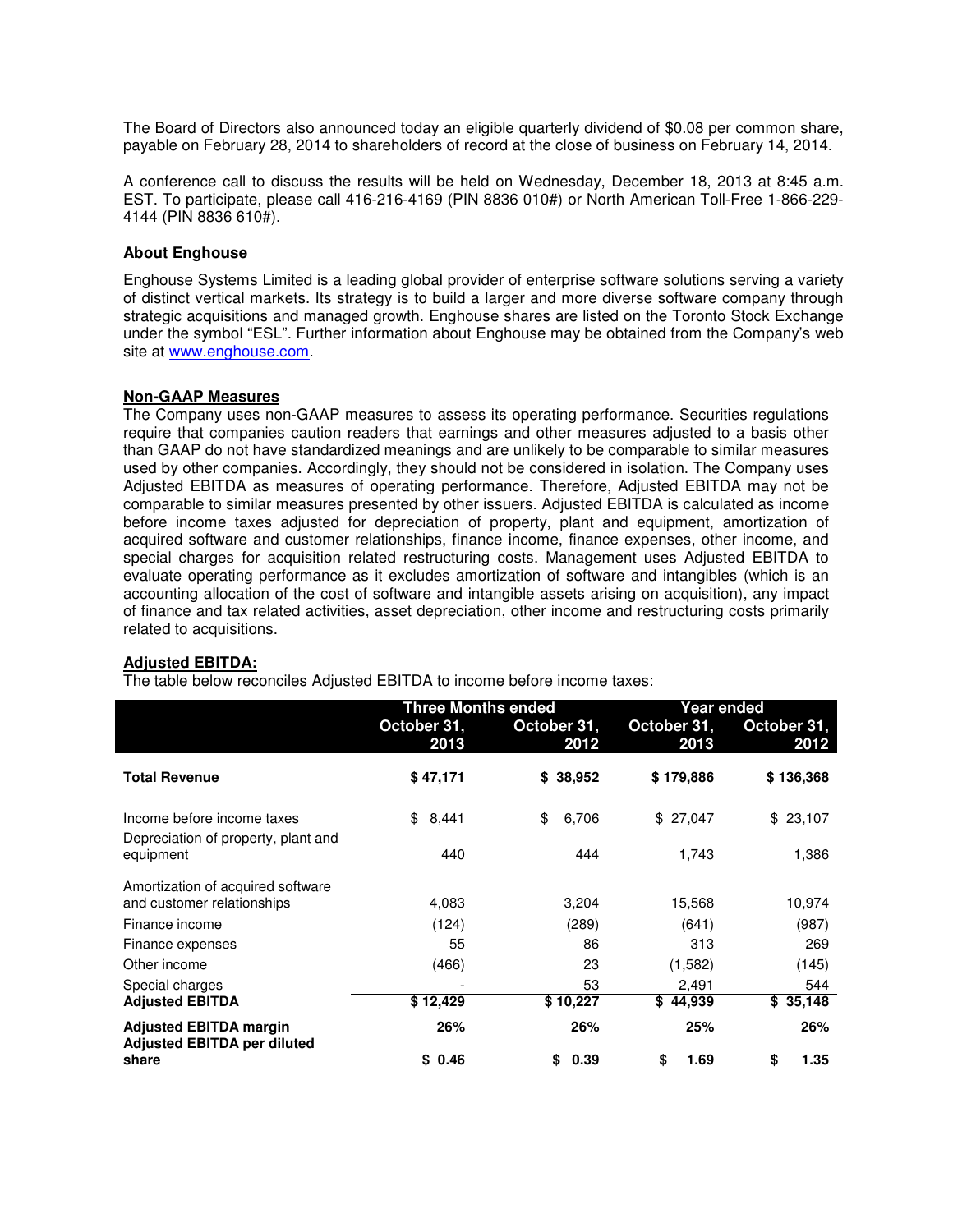The Board of Directors also announced today an eligible quarterly dividend of $0.08 per common share, payable on February 28, 2014 to shareholders of record at the close of business on February 14, 2014.

A conference call to discuss the results will be held on Wednesday, December 18, 2013 at 8:45 a.m. EST. To participate, please call 416-216-4169 (PIN 8836 010#) or North American Toll-Free 1-866-229-4144 (PIN 8836 610#).

**About Enghouse**

Enghouse Systems Limited is a leading global provider of enterprise software solutions serving a variety of distinct vertical markets. Its strategy is to build a larger and more diverse software company through strategic acquisitions and managed growth. Enghouse shares are listed on the Toronto Stock Exchange under the symbol "ESL". Further information about Enghouse may be obtained from the Company's web site at www.enghouse.com.

**Non-GAAP Measures**

The Company uses non-GAAP measures to assess its operating performance. Securities regulations require that companies caution readers that earnings and other measures adjusted to a basis other than GAAP do not have standardized meanings and are unlikely to be comparable to similar measures used by other companies. Accordingly, they should not be considered in isolation. The Company uses Adjusted EBITDA as measures of operating performance. Therefore, Adjusted EBITDA may not be comparable to similar measures presented by other issuers. Adjusted EBITDA is calculated as income before income taxes adjusted for depreciation of property, plant and equipment, amortization of acquired software and customer relationships, finance income, finance expenses, other income, and special charges for acquisition related restructuring costs. Management uses Adjusted EBITDA to evaluate operating performance as it excludes amortization of software and intangibles (which is an accounting allocation of the cost of software and intangible assets arising on acquisition), any impact of finance and tax related activities, asset depreciation, other income and restructuring costs primarily related to acquisitions.

**Adjusted EBITDA:**

The table below reconciles Adjusted EBITDA to income before income taxes:

| | Three Months ended | | Year ended | |
|---|---|---|---|---|
| | October 31, 2013 | October 31, 2012 | October 31, 2013 | October 31, 2012 |
| **Total Revenue** | **$ 47,171** | **$ 38,952** | **$ 179,886** | **$ 136,368** |
| Income before income taxes | $ 8,441 | $ 6,706 | $ 27,047 | $ 23,107 |
| Depreciation of property, plant and equipment | 440 | 444 | 1,743 | 1,386 |
| Amortization of acquired software and customer relationships | 4,083 | 3,204 | 15,568 | 10,974 |
| Finance income | (124) | (289) | (641) | (987) |
| Finance expenses | 55 | 86 | 313 | 269 |
| Other income | (466) | 23 | (1,582) | (145) |
| Special charges | - | 53 | 2,491 | 544 |
| **Adjusted EBITDA** | **$ 12,429** | **$ 10,227** | **$ 44,939** | **$ 35,148** |
| **Adjusted EBITDA margin** | **26%** | **26%** | **25%** | **26%** |
| **Adjusted EBITDA per diluted share** | **$ 0.46** | **$ 0.39** | **$ 1.69** | **$ 1.35** |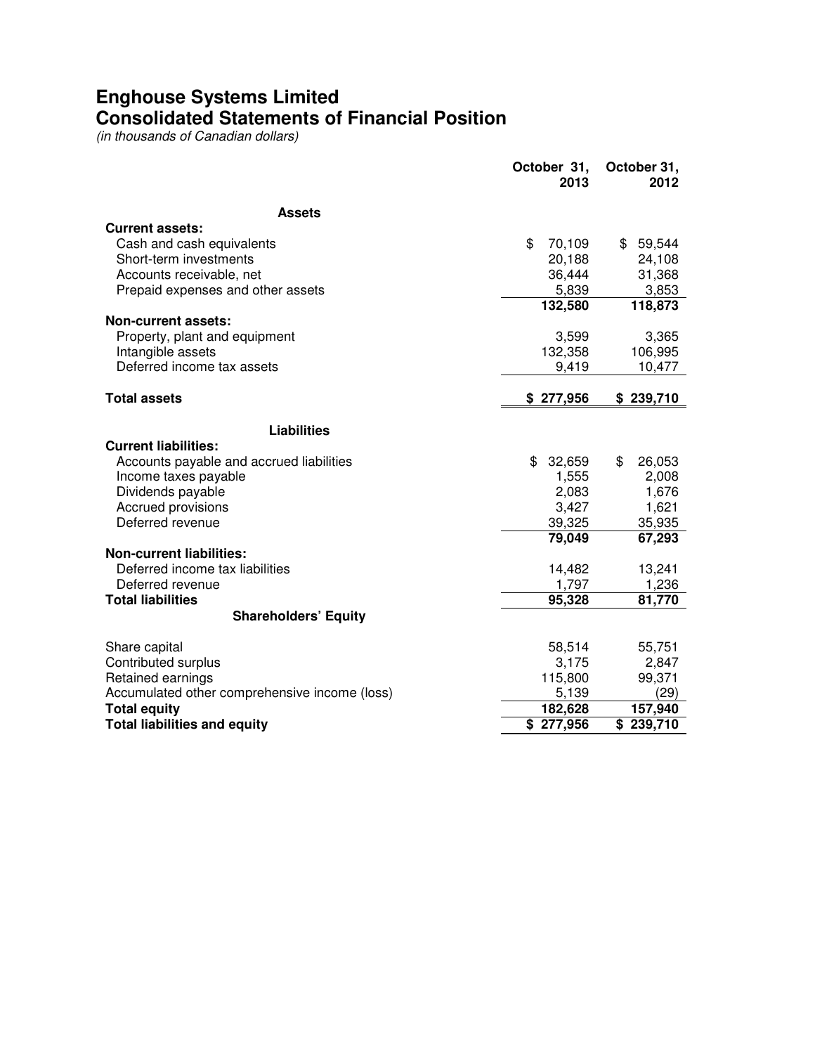# Enghouse Systems Limited
## Consolidated Statements of Financial Position

*(in thousands of Canadian dollars)*

| | October 31, 2013 | October 31, 2012 |
|---|---|---|
| **Assets** | | |
| **Current assets:** | | |
| Cash and cash equivalents | $ 70,109 | $ 59,544 |
| Short-term investments | 20,188 | 24,108 |
| Accounts receivable, net | 36,444 | 31,368 |
| Prepaid expenses and other assets | 5,839 | 3,853 |
| | **132,580** | **118,873** |
| **Non-current assets:** | | |
| Property, plant and equipment | 3,599 | 3,365 |
| Intangible assets | 132,358 | 106,995 |
| Deferred income tax assets | 9,419 | 10,477 |
| **Total assets** | **$ 277,956** | **$ 239,710** |
| **Liabilities** | | |
| **Current liabilities:** | | |
| Accounts payable and accrued liabilities | $ 32,659 | $ 26,053 |
| Income taxes payable | 1,555 | 2,008 |
| Dividends payable | 2,083 | 1,676 |
| Accrued provisions | 3,427 | 1,621 |
| Deferred revenue | 39,325 | 35,935 |
| | **79,049** | **67,293** |
| **Non-current liabilities:** | | |
| Deferred income tax liabilities | 14,482 | 13,241 |
| Deferred revenue | 1,797 | 1,236 |
| **Total liabilities** | **95,328** | **81,770** |
| **Shareholders' Equity** | | |
| Share capital | 58,514 | 55,751 |
| Contributed surplus | 3,175 | 2,847 |
| Retained earnings | 115,800 | 99,371 |
| Accumulated other comprehensive income (loss) | 5,139 | (29) |
| **Total equity** | **182,628** | **157,940** |
| **Total liabilities and equity** | **$ 277,956** | **$ 239,710** |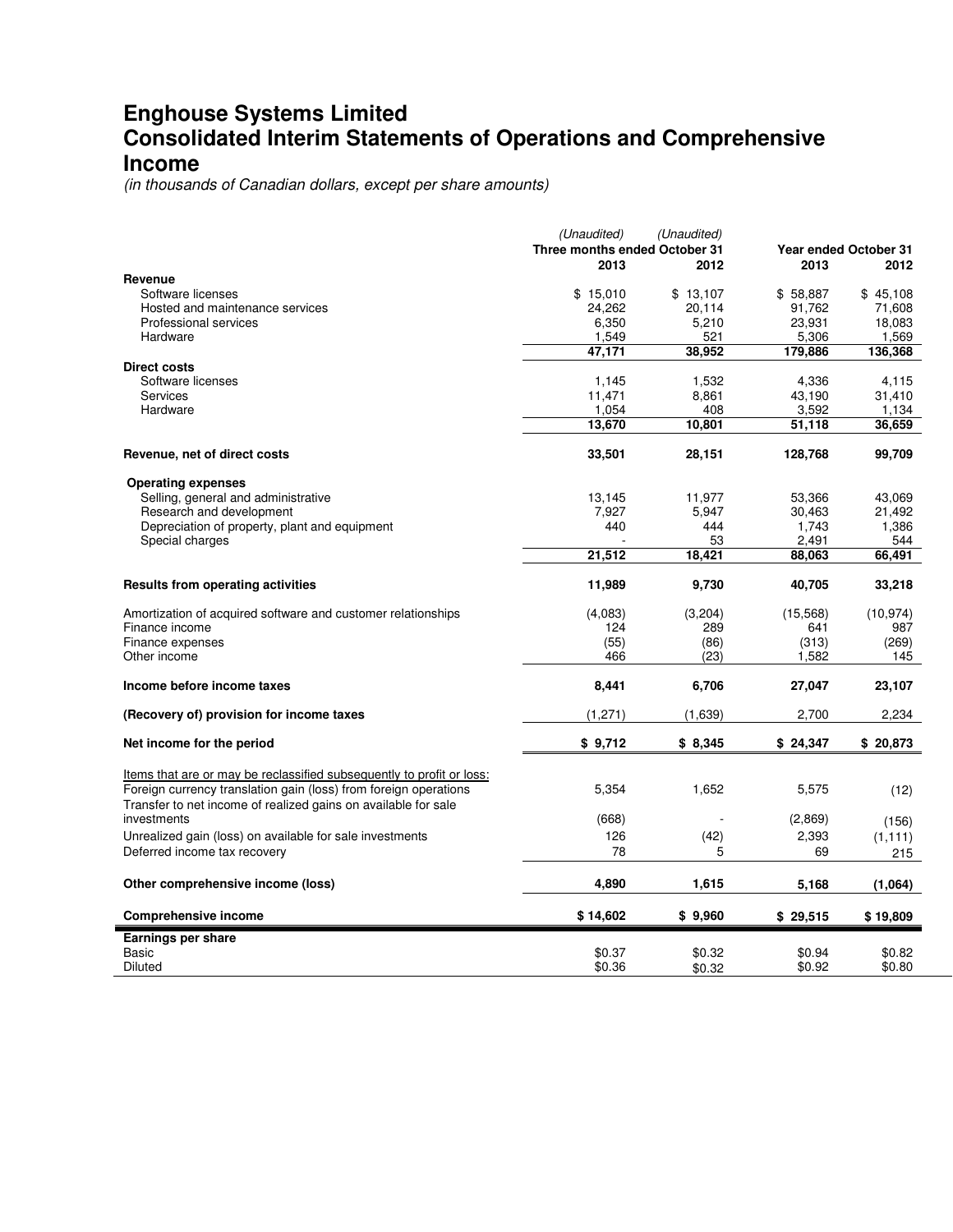# Enghouse Systems Limited
# Consolidated Interim Statements of Operations and Comprehensive Income

*(in thousands of Canadian dollars, except per share amounts)*

| | *(Unaudited)* Three months ended October 31 2013 | *(Unaudited)* Three months ended October 31 2012 | Year ended October 31 2013 | Year ended October 31 2012 |
|---|---|---|---|---|
| **Revenue** | | | | |
| Software licenses | $ 15,010 | $ 13,107 | $ 58,887 | $ 45,108 |
| Hosted and maintenance services | 24,262 | 20,114 | 91,762 | 71,608 |
| Professional services | 6,350 | 5,210 | 23,931 | 18,083 |
| Hardware | 1,549 | 521 | 5,306 | 1,569 |
| | **47,171** | **38,952** | **179,886** | **136,368** |
| **Direct costs** | | | | |
| Software licenses | 1,145 | 1,532 | 4,336 | 4,115 |
| Services | 11,471 | 8,861 | 43,190 | 31,410 |
| Hardware | 1,054 | 408 | 3,592 | 1,134 |
| | **13,670** | **10,801** | **51,118** | **36,659** |
| **Revenue, net of direct costs** | **33,501** | **28,151** | **128,768** | **99,709** |
| **Operating expenses** | | | | |
| Selling, general and administrative | 13,145 | 11,977 | 53,366 | 43,069 |
| Research and development | 7,927 | 5,947 | 30,463 | 21,492 |
| Depreciation of property, plant and equipment | 440 | 444 | 1,743 | 1,386 |
| Special charges | - | 53 | 2,491 | 544 |
| | **21,512** | **18,421** | **88,063** | **66,491** |
| **Results from operating activities** | **11,989** | **9,730** | **40,705** | **33,218** |
| Amortization of acquired software and customer relationships | (4,083) | (3,204) | (15,568) | (10,974) |
| Finance income | 124 | 289 | 641 | 987 |
| Finance expenses | (55) | (86) | (313) | (269) |
| Other income | 466 | (23) | 1,582 | 145 |
| **Income before income taxes** | **8,441** | **6,706** | **27,047** | **23,107** |
| **(Recovery of) provision for income taxes** | (1,271) | (1,639) | 2,700 | 2,234 |
| **Net income for the period** | **$ 9,712** | **$ 8,345** | **$ 24,347** | **$ 20,873** |
| Items that are or may be reclassified subsequently to profit or loss: | | | | |
| Foreign currency translation gain (loss) from foreign operations | 5,354 | 1,652 | 5,575 | (12) |
| Transfer to net income of realized gains on available for sale investments | (668) | - | (2,869) | (156) |
| Unrealized gain (loss) on available for sale investments | 126 | (42) | 2,393 | (1,111) |
| Deferred income tax recovery | 78 | 5 | 69 | 215 |
| **Other comprehensive income (loss)** | **4,890** | **1,615** | **5,168** | **(1,064)** |
| **Comprehensive income** | **$ 14,602** | **$ 9,960** | **$ 29,515** | **$ 19,809** |
| **Earnings per share** | | | | |
| Basic | $0.37 | $0.32 | $0.94 | $0.82 |
| Diluted | $0.36 | $0.32 | $0.92 | $0.80 |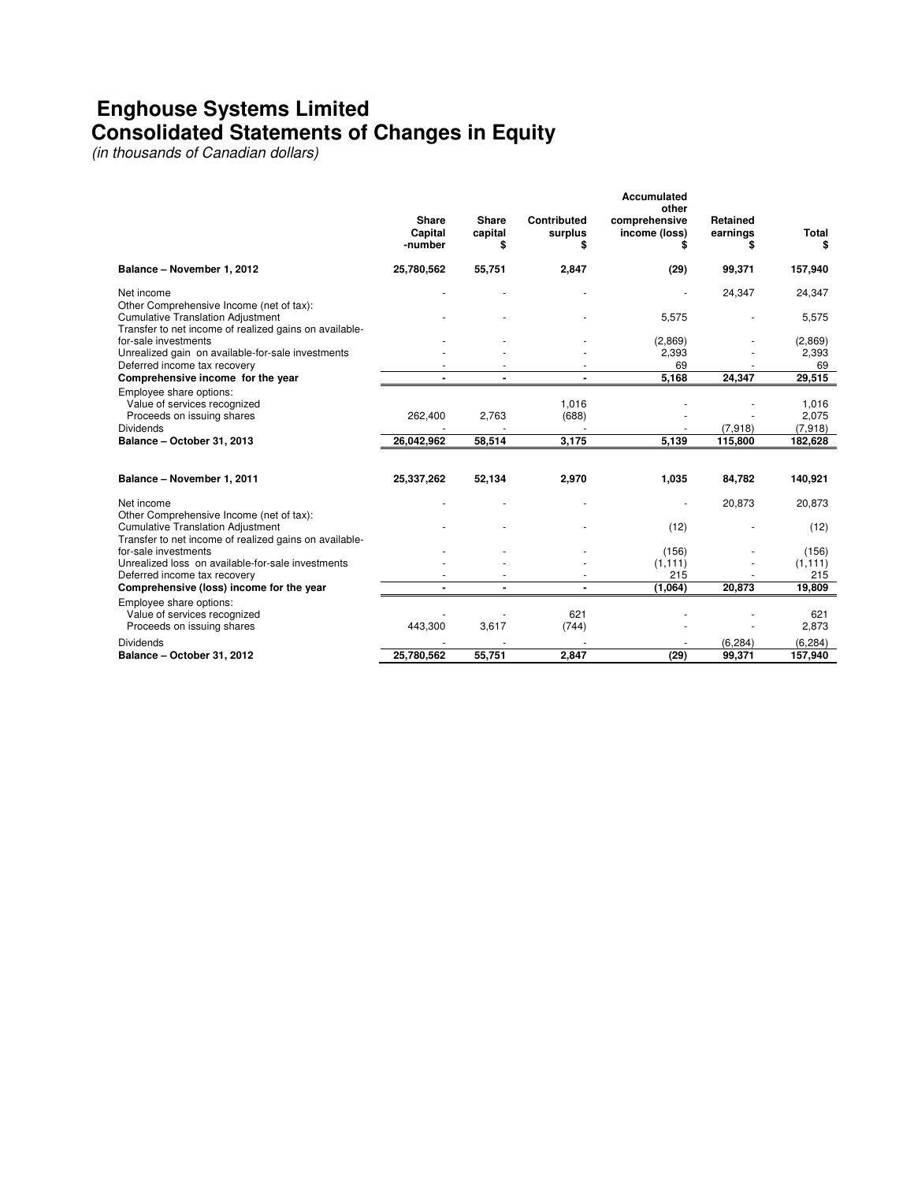# Enghouse Systems Limited
# Consolidated Statements of Changes in Equity

*(in thousands of Canadian dollars)*

| | Share Capital -number | Share capital $ | Contributed surplus $ | Accumulated other comprehensive income (loss) $ | Retained earnings $ | Total $ |
|---|---|---|---|---|---|---|
| **Balance – November 1, 2012** | **25,780,562** | **55,751** | **2,847** | **(29)** | **99,371** | **157,940** |
| Net income | - | - | - | - | 24,347 | 24,347 |
| Other Comprehensive Income (net of tax): | | | | | | |
| Cumulative Translation Adjustment | - | - | - | 5,575 | - | 5,575 |
| Transfer to net income of realized gains on available-for-sale investments | - | - | - | (2,869) | - | (2,869) |
| Unrealized gain on available-for-sale investments | - | - | - | 2,393 | - | 2,393 |
| Deferred income tax recovery | - | - | - | 69 | - | 69 |
| **Comprehensive income for the year** | **-** | **-** | **-** | **5,168** | **24,347** | **29,515** |
| Employee share options: | | | | | | |
| Value of services recognized | | | 1,016 | - | - | 1,016 |
| Proceeds on issuing shares | 262,400 | 2,763 | (688) | - | - | 2,075 |
| Dividends | - | - | - | - | (7,918) | (7,918) |
| **Balance – October 31, 2013** | **26,042,962** | **58,514** | **3,175** | **5,139** | **115,800** | **182,628** |
| | | | | | | |
| **Balance – November 1, 2011** | **25,337,262** | **52,134** | **2,970** | **1,035** | **84,782** | **140,921** |
| Net income | - | - | - | - | 20,873 | 20,873 |
| Other Comprehensive Income (net of tax): | | | | | | |
| Cumulative Translation Adjustment | - | - | - | (12) | - | (12) |
| Transfer to net income of realized gains on available-for-sale investments | - | - | - | (156) | - | (156) |
| Unrealized loss on available-for-sale investments | - | - | - | (1,111) | - | (1,111) |
| Deferred income tax recovery | - | - | - | 215 | - | 215 |
| **Comprehensive (loss) income for the year** | **-** | **-** | **-** | **(1,064)** | **20,873** | **19,809** |
| Employee share options: | | | | | | |
| Value of services recognized | - | - | 621 | - | - | 621 |
| Proceeds on issuing shares | 443,300 | 3,617 | (744) | - | - | 2,873 |
| Dividends | - | - | - | - | (6,284) | (6,284) |
| **Balance – October 31, 2012** | **25,780,562** | **55,751** | **2,847** | **(29)** | **99,371** | **157,940** |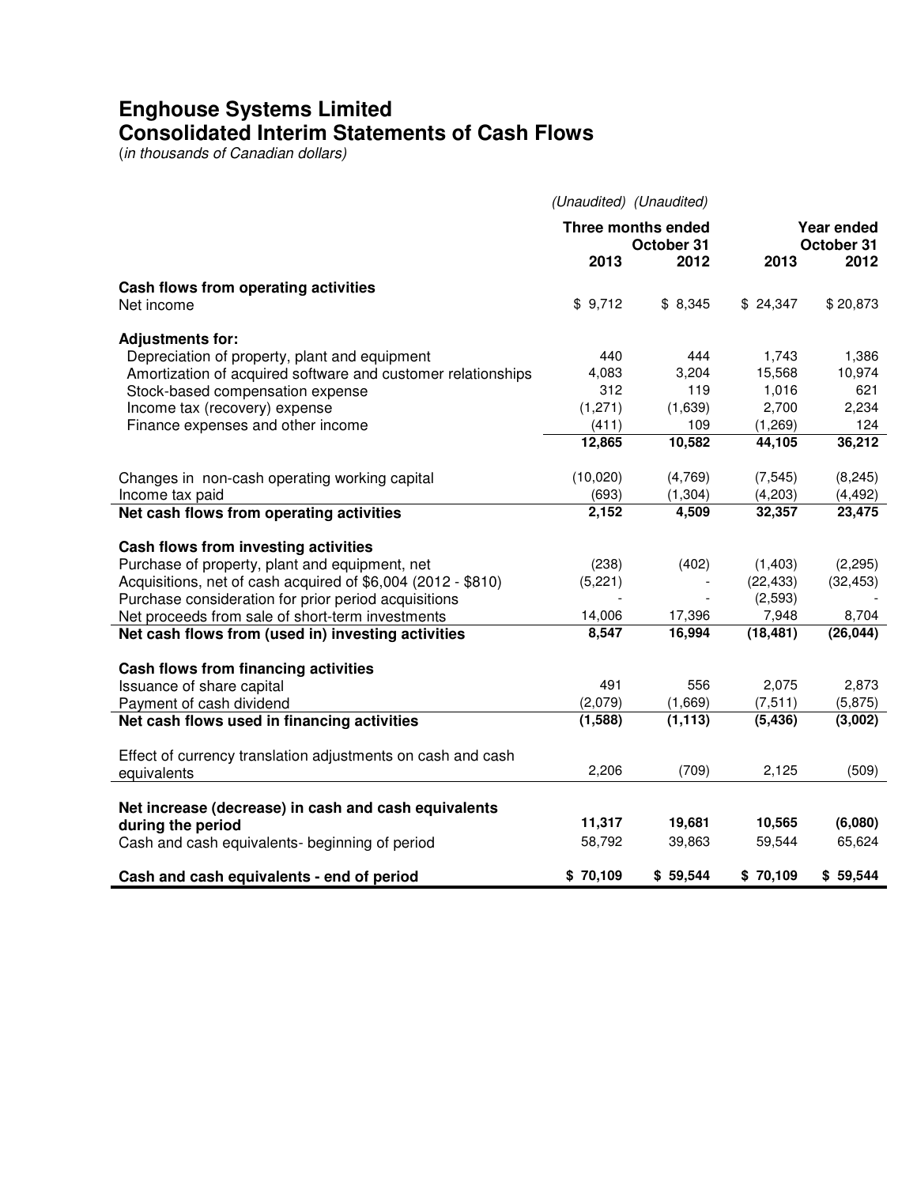# Enghouse Systems Limited
## Consolidated Interim Statements of Cash Flows

(*in thousands of Canadian dollars*)

| | *(Unaudited)* | *(Unaudited)* | | |
|---|---|---|---|---|
| | **Three months ended October 31** | | **Year ended October 31** | |
| | **2013** | **2012** | **2013** | **2012** |
| **Cash flows from operating activities** | | | | |
| Net income | $ 9,712 | $ 8,345 | $ 24,347 | $ 20,873 |
| **Adjustments for:** | | | | |
| Depreciation of property, plant and equipment | 440 | 444 | 1,743 | 1,386 |
| Amortization of acquired software and customer relationships | 4,083 | 3,204 | 15,568 | 10,974 |
| Stock-based compensation expense | 312 | 119 | 1,016 | 621 |
| Income tax (recovery) expense | (1,271) | (1,639) | 2,700 | 2,234 |
| Finance expenses and other income | (411) | 109 | (1,269) | 124 |
| | **12,865** | **10,582** | **44,105** | **36,212** |
| Changes in non-cash operating working capital | (10,020) | (4,769) | (7,545) | (8,245) |
| Income tax paid | (693) | (1,304) | (4,203) | (4,492) |
| **Net cash flows from operating activities** | **2,152** | **4,509** | **32,357** | **23,475** |
| **Cash flows from investing activities** | | | | |
| Purchase of property, plant and equipment, net | (238) | (402) | (1,403) | (2,295) |
| Acquisitions, net of cash acquired of $6,004 (2012 - $810) | (5,221) | - | (22,433) | (32,453) |
| Purchase consideration for prior period acquisitions | - | - | (2,593) | - |
| Net proceeds from sale of short-term investments | 14,006 | 17,396 | 7,948 | 8,704 |
| **Net cash flows from (used in) investing activities** | **8,547** | **16,994** | **(18,481)** | **(26,044)** |
| **Cash flows from financing activities** | | | | |
| Issuance of share capital | 491 | 556 | 2,075 | 2,873 |
| Payment of cash dividend | (2,079) | (1,669) | (7,511) | (5,875) |
| **Net cash flows used in financing activities** | **(1,588)** | **(1,113)** | **(5,436)** | **(3,002)** |
| Effect of currency translation adjustments on cash and cash equivalents | 2,206 | (709) | 2,125 | (509) |
| **Net increase (decrease) in cash and cash equivalents during the period** | **11,317** | **19,681** | **10,565** | **(6,080)** |
| Cash and cash equivalents- beginning of period | 58,792 | 39,863 | 59,544 | 65,624 |
| **Cash and cash equivalents - end of period** | **$ 70,109** | **$ 59,544** | **$ 70,109** | **$ 59,544** |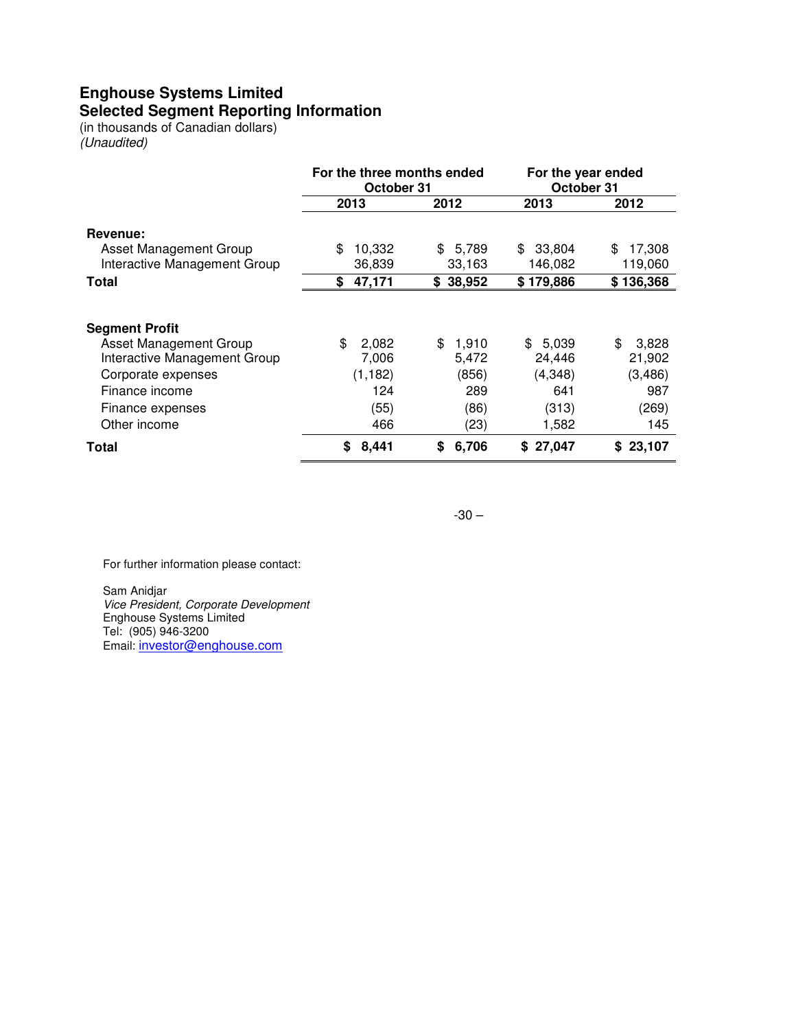# Enghouse Systems Limited
## Selected Segment Reporting Information

(in thousands of Canadian dollars)
*(Unaudited)*

| | For the three months ended October 31 | | For the year ended October 31 | |
|---|---|---|---|---|
| | 2013 | 2012 | 2013 | 2012 |
| **Revenue:** | | | | |
| Asset Management Group | $ 10,332 | $ 5,789 | $ 33,804 | $ 17,308 |
| Interactive Management Group | 36,839 | 33,163 | 146,082 | 119,060 |
| **Total** | **$ 47,171** | **$ 38,952** | **$ 179,886** | **$ 136,368** |
| | | | | |
| **Segment Profit** | | | | |
| Asset Management Group | $ 2,082 | $ 1,910 | $ 5,039 | $ 3,828 |
| Interactive Management Group | 7,006 | 5,472 | 24,446 | 21,902 |
| Corporate expenses | (1,182) | (856) | (4,348) | (3,486) |
| Finance income | 124 | 289 | 641 | 987 |
| Finance expenses | (55) | (86) | (313) | (269) |
| Other income | 466 | (23) | 1,582 | 145 |
| **Total** | **$ 8,441** | **$ 6,706** | **$ 27,047** | **$ 23,107** |

For further information please contact:

Sam Anidjar
*Vice President, Corporate Development*
Enghouse Systems Limited
Tel: (905) 946-3200
Email: investor@enghouse.com